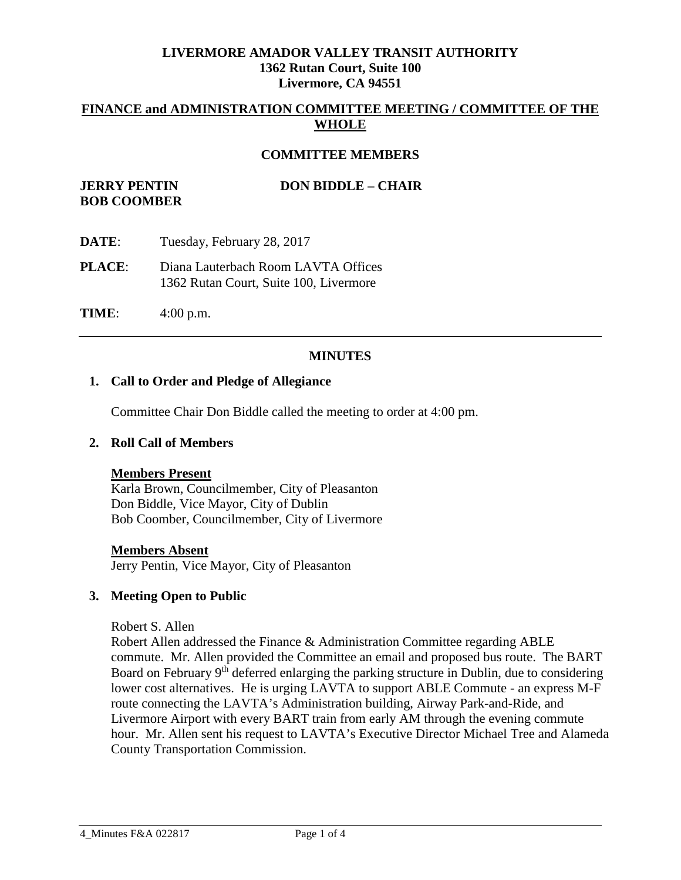**LIVERMORE AMADOR VALLEY TRANSIT AUTHORITY**
**1362 Rutan Court, Suite 100**
**Livermore, CA 94551**

## FINANCE and ADMINISTRATION COMMITTEE MEETING / COMMITTEE OF THE WHOLE

**COMMITTEE MEMBERS**

**JERRY PENTIN** **DON BIDDLE – CHAIR**
**BOB COOMBER**

**DATE**: Tuesday, February 28, 2017

**PLACE**: Diana Lauterbach Room LAVTA Offices
1362 Rutan Court, Suite 100, Livermore

**TIME**: 4:00 p.m.

---

## MINUTES

### 1. Call to Order and Pledge of Allegiance

Committee Chair Don Biddle called the meeting to order at 4:00 pm.

### 2. Roll Call of Members

**Members Present**
Karla Brown, Councilmember, City of Pleasanton
Don Biddle, Vice Mayor, City of Dublin
Bob Coomber, Councilmember, City of Livermore

**Members Absent**
Jerry Pentin, Vice Mayor, City of Pleasanton

### 3. Meeting Open to Public

Robert S. Allen
Robert Allen addressed the Finance & Administration Committee regarding ABLE commute. Mr. Allen provided the Committee an email and proposed bus route. The BART Board on February 9th deferred enlarging the parking structure in Dublin, due to considering lower cost alternatives. He is urging LAVTA to support ABLE Commute - an express M-F route connecting the LAVTA's Administration building, Airway Park-and-Ride, and Livermore Airport with every BART train from early AM through the evening commute hour. Mr. Allen sent his request to LAVTA's Executive Director Michael Tree and Alameda County Transportation Commission.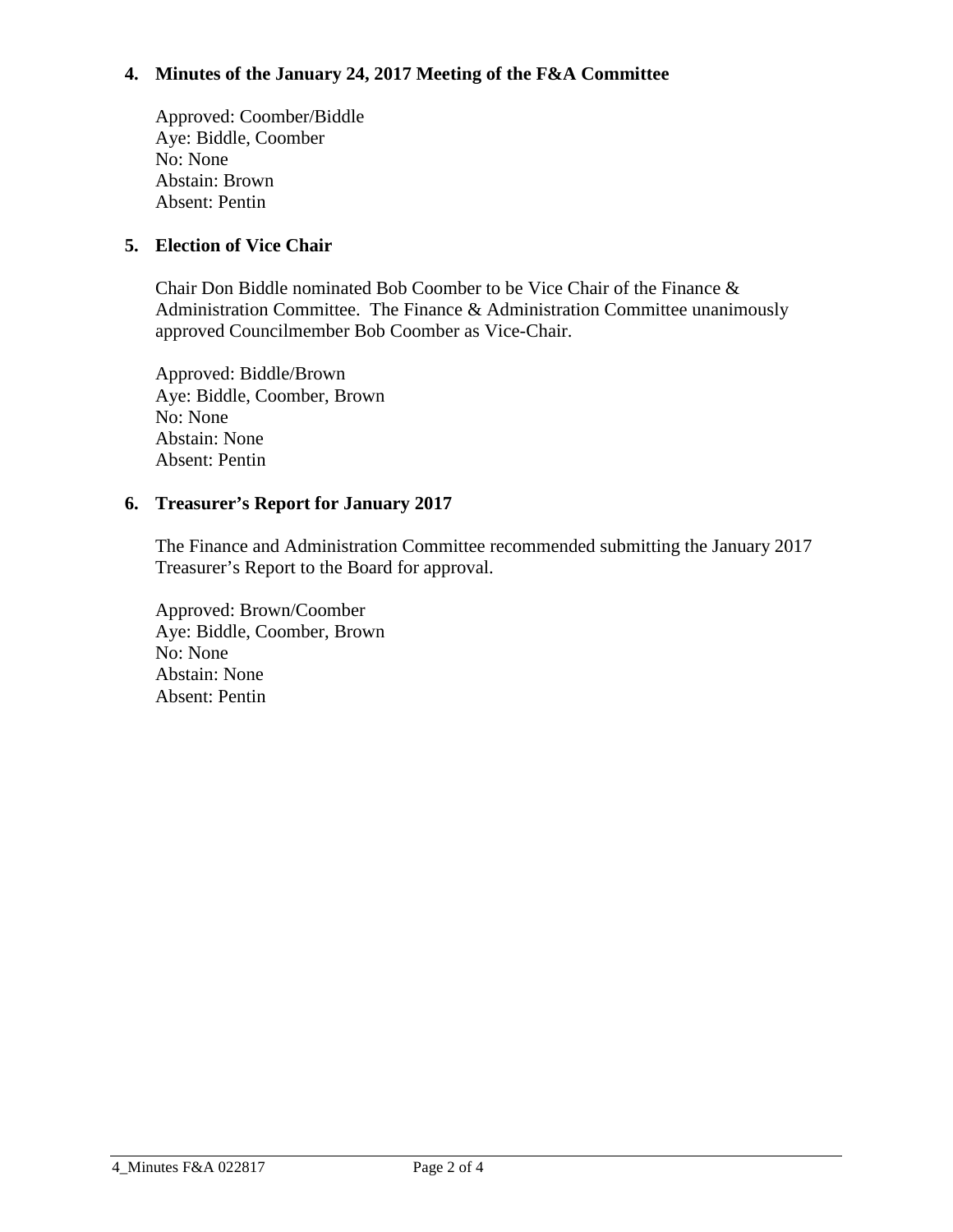**4. Minutes of the January 24, 2017 Meeting of the F&A Committee**

Approved: Coomber/Biddle
Aye: Biddle, Coomber
No: None
Abstain: Brown
Absent: Pentin

**5. Election of Vice Chair**

Chair Don Biddle nominated Bob Coomber to be Vice Chair of the Finance & Administration Committee. The Finance & Administration Committee unanimously approved Councilmember Bob Coomber as Vice-Chair.

Approved: Biddle/Brown
Aye: Biddle, Coomber, Brown
No: None
Abstain: None
Absent: Pentin

**6. Treasurer's Report for January 2017**

The Finance and Administration Committee recommended submitting the January 2017 Treasurer's Report to the Board for approval.

Approved: Brown/Coomber
Aye: Biddle, Coomber, Brown
No: None
Abstain: None
Absent: Pentin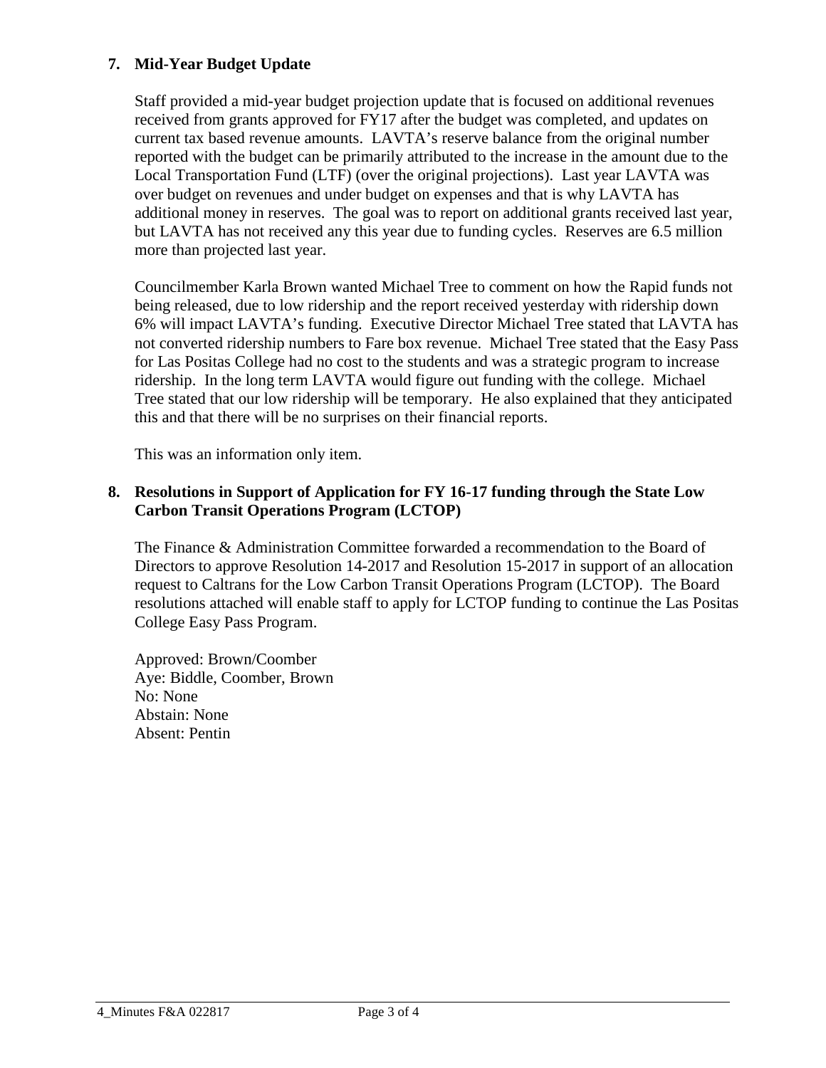### 7. Mid-Year Budget Update

Staff provided a mid-year budget projection update that is focused on additional revenues received from grants approved for FY17 after the budget was completed, and updates on current tax based revenue amounts. LAVTA's reserve balance from the original number reported with the budget can be primarily attributed to the increase in the amount due to the Local Transportation Fund (LTF) (over the original projections). Last year LAVTA was over budget on revenues and under budget on expenses and that is why LAVTA has additional money in reserves. The goal was to report on additional grants received last year, but LAVTA has not received any this year due to funding cycles. Reserves are 6.5 million more than projected last year.

Councilmember Karla Brown wanted Michael Tree to comment on how the Rapid funds not being released, due to low ridership and the report received yesterday with ridership down 6% will impact LAVTA's funding. Executive Director Michael Tree stated that LAVTA has not converted ridership numbers to Fare box revenue. Michael Tree stated that the Easy Pass for Las Positas College had no cost to the students and was a strategic program to increase ridership. In the long term LAVTA would figure out funding with the college. Michael Tree stated that our low ridership will be temporary. He also explained that they anticipated this and that there will be no surprises on their financial reports.

This was an information only item.

### 8. Resolutions in Support of Application for FY 16-17 funding through the State Low Carbon Transit Operations Program (LCTOP)

The Finance & Administration Committee forwarded a recommendation to the Board of Directors to approve Resolution 14-2017 and Resolution 15-2017 in support of an allocation request to Caltrans for the Low Carbon Transit Operations Program (LCTOP). The Board resolutions attached will enable staff to apply for LCTOP funding to continue the Las Positas College Easy Pass Program.

Approved: Brown/Coomber  
Aye: Biddle, Coomber, Brown  
No: None  
Abstain: None  
Absent: Pentin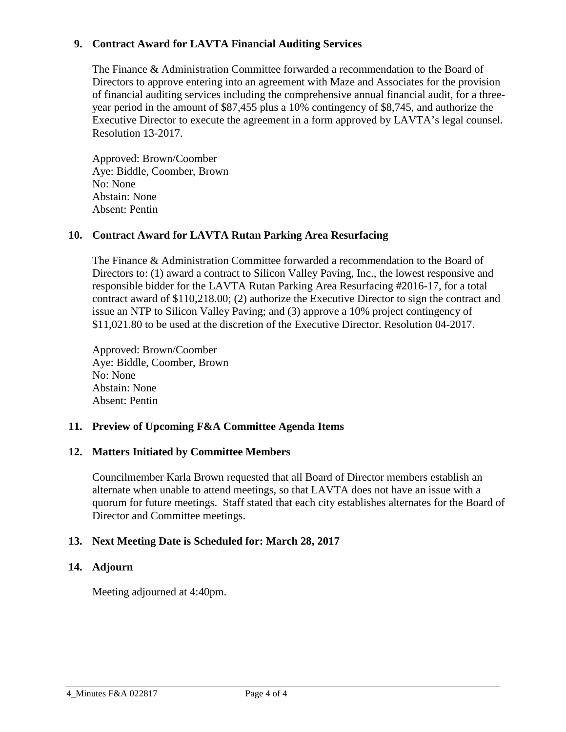## 9. Contract Award for LAVTA Financial Auditing Services

The Finance & Administration Committee forwarded a recommendation to the Board of Directors to approve entering into an agreement with Maze and Associates for the provision of financial auditing services including the comprehensive annual financial audit, for a three-year period in the amount of \$87,455 plus a 10% contingency of \$8,745, and authorize the Executive Director to execute the agreement in a form approved by LAVTA's legal counsel. Resolution 13-2017.

Approved: Brown/Coomber
Aye: Biddle, Coomber, Brown
No: None
Abstain: None
Absent: Pentin

## 10. Contract Award for LAVTA Rutan Parking Area Resurfacing

The Finance & Administration Committee forwarded a recommendation to the Board of Directors to: (1) award a contract to Silicon Valley Paving, Inc., the lowest responsive and responsible bidder for the LAVTA Rutan Parking Area Resurfacing #2016-17, for a total contract award of \$110,218.00; (2) authorize the Executive Director to sign the contract and issue an NTP to Silicon Valley Paving; and (3) approve a 10% project contingency of \$11,021.80 to be used at the discretion of the Executive Director. Resolution 04-2017.

Approved: Brown/Coomber
Aye: Biddle, Coomber, Brown
No: None
Abstain: None
Absent: Pentin

## 11. Preview of Upcoming F&A Committee Agenda Items

## 12. Matters Initiated by Committee Members

Councilmember Karla Brown requested that all Board of Director members establish an alternate when unable to attend meetings, so that LAVTA does not have an issue with a quorum for future meetings. Staff stated that each city establishes alternates for the Board of Director and Committee meetings.

## 13. Next Meeting Date is Scheduled for: March 28, 2017

## 14. Adjourn

Meeting adjourned at 4:40pm.